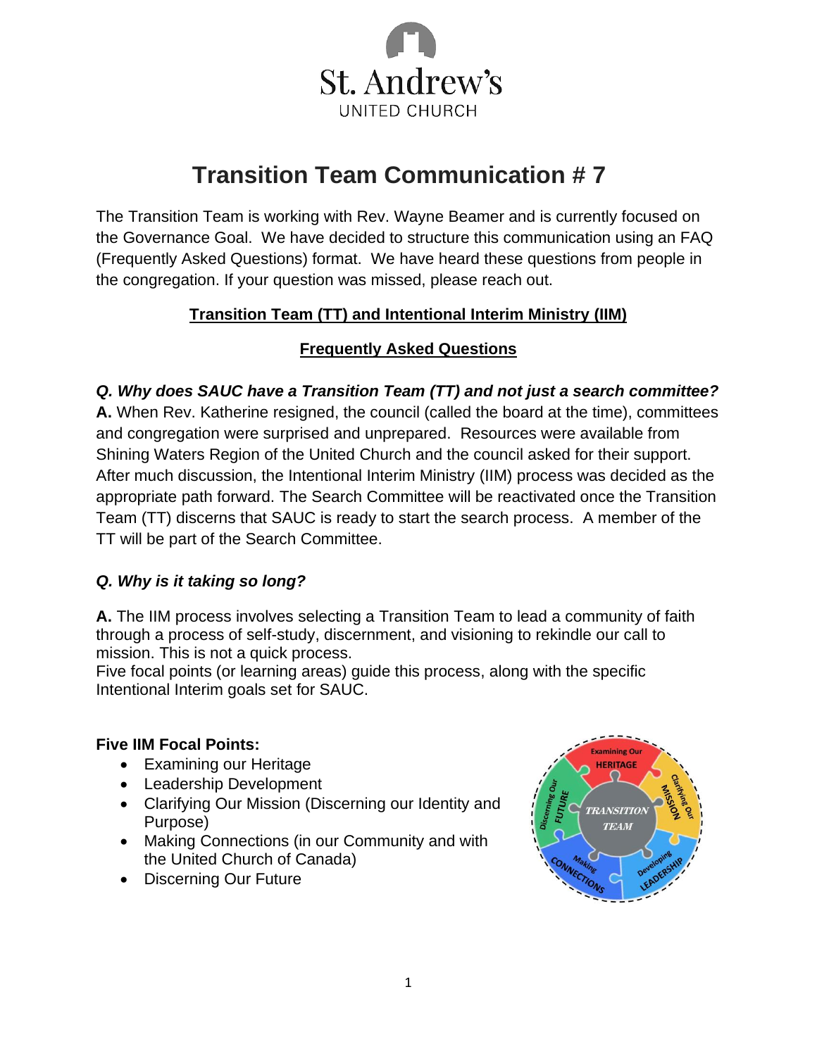St. Andrew's

UNITED CHURCH

# Transition Team Communication # 7

The Transition Team is working with Rev. Wayne Beamer and is currently focused on the Governance Goal. We have decided to structure this communication using an FAQ (Frequently Asked Questions) format. We have heard these questions from people in the congregation. If your question was missed, please reach out.

## Transition Team (TT) and Intentional Interim Ministry (IIM)

## Frequently Asked Questions

***Q. Why does SAUC have a Transition Team (TT) and not just a search committee?***

**A.** When Rev. Katherine resigned, the council (called the board at the time), committees and congregation were surprised and unprepared. Resources were available from Shining Waters Region of the United Church and the council asked for their support. After much discussion, the Intentional Interim Ministry (IIM) process was decided as the appropriate path forward. The Search Committee will be reactivated once the Transition Team (TT) discerns that SAUC is ready to start the search process. A member of the TT will be part of the Search Committee.

***Q. Why is it taking so long?***

**A.** The IIM process involves selecting a Transition Team to lead a community of faith through a process of self-study, discernment, and visioning to rekindle our call to mission. This is not a quick process.

Five focal points (or learning areas) guide this process, along with the specific Intentional Interim goals set for SAUC.

**Five IIM Focal Points:**

- Examining our Heritage
- Leadership Development
- Clarifying Our Mission (Discerning our Identity and Purpose)
- Making Connections (in our Community and with the United Church of Canada)
- Discerning Our Future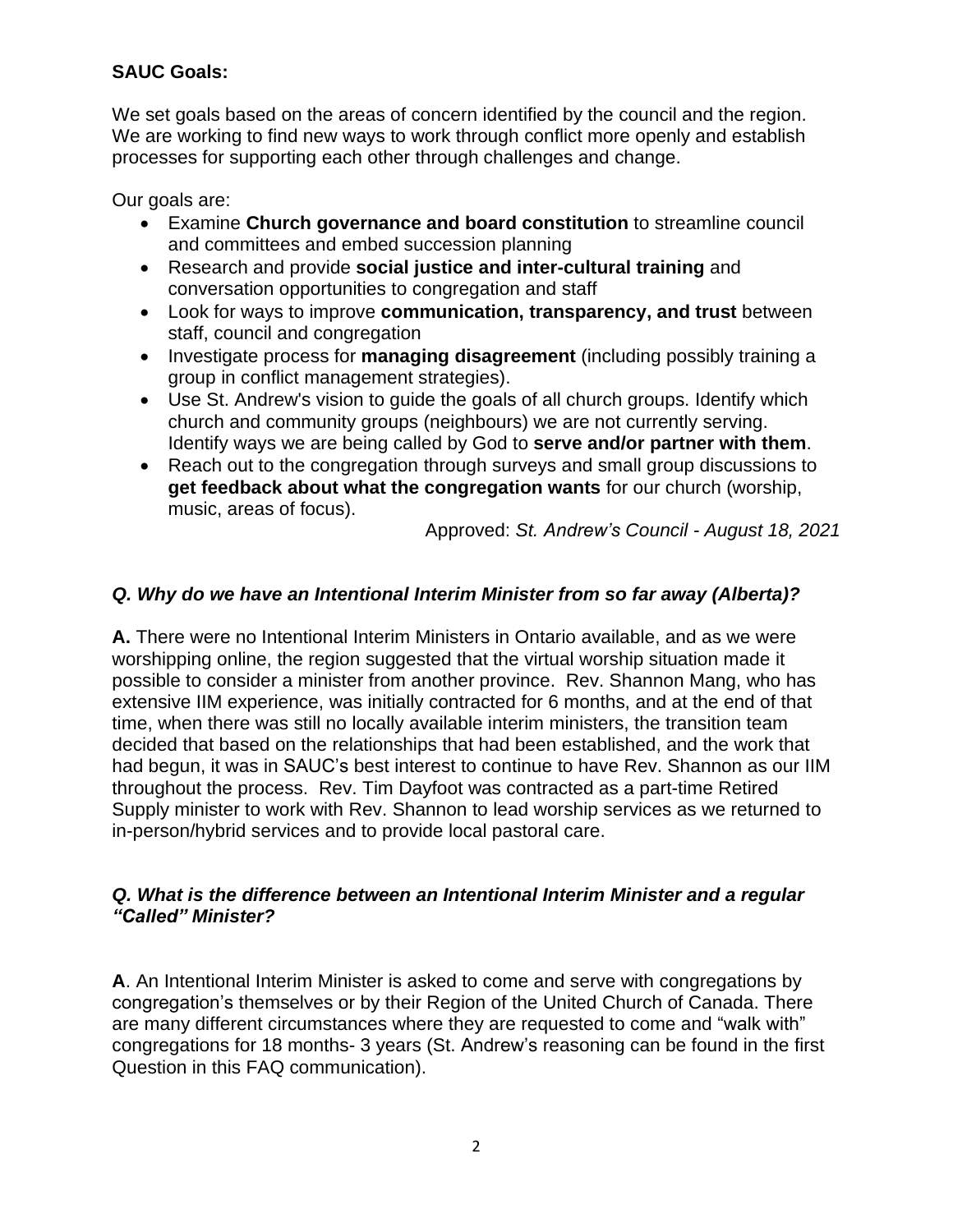**SAUC Goals:**

We set goals based on the areas of concern identified by the council and the region. We are working to find new ways to work through conflict more openly and establish processes for supporting each other through challenges and change.

Our goals are:

- Examine **Church governance and board constitution** to streamline council and committees and embed succession planning
- Research and provide **social justice and inter-cultural training** and conversation opportunities to congregation and staff
- Look for ways to improve **communication, transparency, and trust** between staff, council and congregation
- Investigate process for **managing disagreement** (including possibly training a group in conflict management strategies).
- Use St. Andrew's vision to guide the goals of all church groups. Identify which church and community groups (neighbours) we are not currently serving. Identify ways we are being called by God to **serve and/or partner with them**.
- Reach out to the congregation through surveys and small group discussions to **get feedback about what the congregation wants** for our church (worship, music, areas of focus).

Approved: *St. Andrew's Council - August 18, 2021*

***Q. Why do we have an Intentional Interim Minister from so far away (Alberta)?***

**A.** There were no Intentional Interim Ministers in Ontario available, and as we were worshipping online, the region suggested that the virtual worship situation made it possible to consider a minister from another province. Rev. Shannon Mang, who has extensive IIM experience, was initially contracted for 6 months, and at the end of that time, when there was still no locally available interim ministers, the transition team decided that based on the relationships that had been established, and the work that had begun, it was in SAUC's best interest to continue to have Rev. Shannon as our IIM throughout the process. Rev. Tim Dayfoot was contracted as a part-time Retired Supply minister to work with Rev. Shannon to lead worship services as we returned to in-person/hybrid services and to provide local pastoral care.

***Q. What is the difference between an Intentional Interim Minister and a regular "Called" Minister?***

**A**. An Intentional Interim Minister is asked to come and serve with congregations by congregation's themselves or by their Region of the United Church of Canada. There are many different circumstances where they are requested to come and "walk with" congregations for 18 months- 3 years (St. Andrew's reasoning can be found in the first Question in this FAQ communication).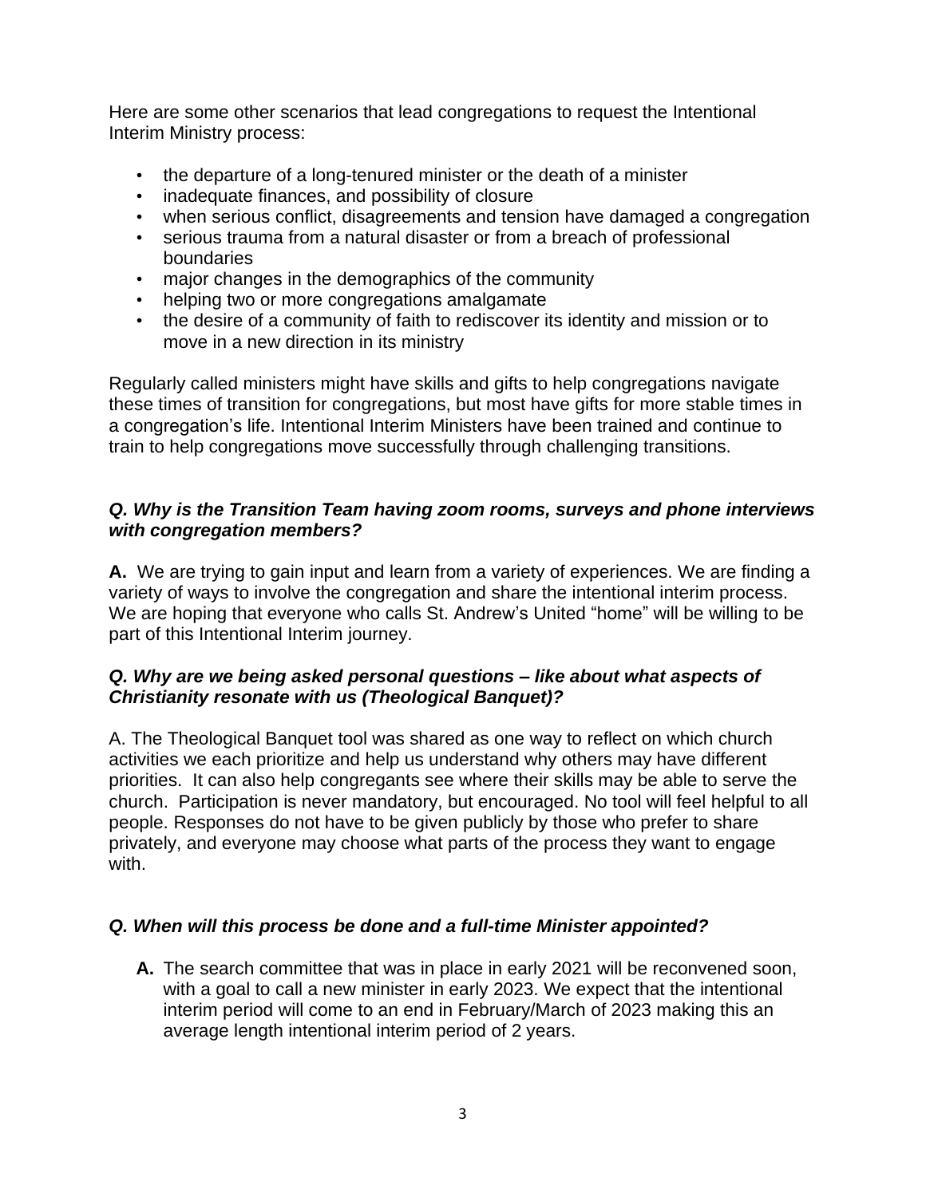Here are some other scenarios that lead congregations to request the Intentional Interim Ministry process:

- the departure of a long-tenured minister or the death of a minister
- inadequate finances, and possibility of closure
- when serious conflict, disagreements and tension have damaged a congregation
- serious trauma from a natural disaster or from a breach of professional boundaries
- major changes in the demographics of the community
- helping two or more congregations amalgamate
- the desire of a community of faith to rediscover its identity and mission or to move in a new direction in its ministry

Regularly called ministers might have skills and gifts to help congregations navigate these times of transition for congregations, but most have gifts for more stable times in a congregation's life. Intentional Interim Ministers have been trained and continue to train to help congregations move successfully through challenging transitions.

***Q. Why is the Transition Team having zoom rooms, surveys and phone interviews with congregation members?***

**A.** We are trying to gain input and learn from a variety of experiences. We are finding a variety of ways to involve the congregation and share the intentional interim process. We are hoping that everyone who calls St. Andrew's United "home" will be willing to be part of this Intentional Interim journey.

***Q. Why are we being asked personal questions – like about what aspects of Christianity resonate with us (Theological Banquet)?***

A. The Theological Banquet tool was shared as one way to reflect on which church activities we each prioritize and help us understand why others may have different priorities. It can also help congregants see where their skills may be able to serve the church. Participation is never mandatory, but encouraged. No tool will feel helpful to all people. Responses do not have to be given publicly by those who prefer to share privately, and everyone may choose what parts of the process they want to engage with.

***Q. When will this process be done and a full-time Minister appointed?***

**A.** The search committee that was in place in early 2021 will be reconvened soon, with a goal to call a new minister in early 2023. We expect that the intentional interim period will come to an end in February/March of 2023 making this an average length intentional interim period of 2 years.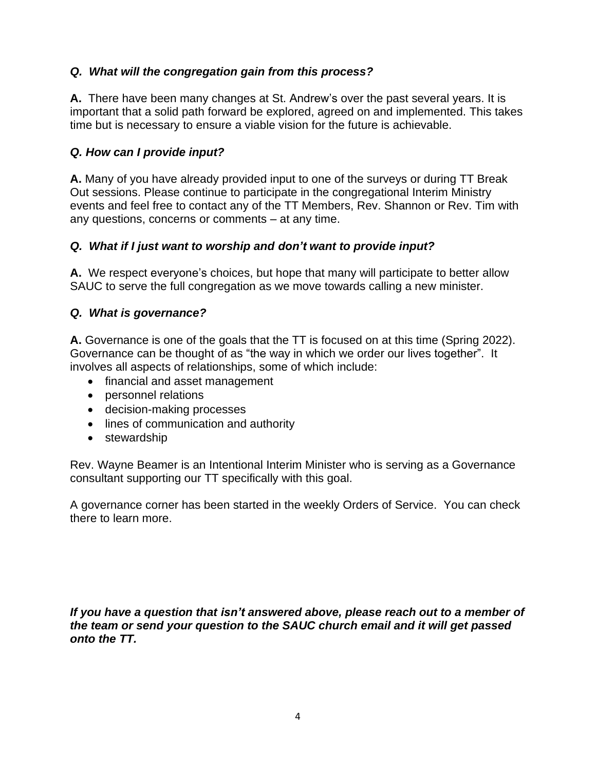***Q. What will the congregation gain from this process?***

**A.** There have been many changes at St. Andrew's over the past several years. It is important that a solid path forward be explored, agreed on and implemented. This takes time but is necessary to ensure a viable vision for the future is achievable.

***Q. How can I provide input?***

**A.** Many of you have already provided input to one of the surveys or during TT Break Out sessions. Please continue to participate in the congregational Interim Ministry events and feel free to contact any of the TT Members, Rev. Shannon or Rev. Tim with any questions, concerns or comments – at any time.

***Q. What if I just want to worship and don't want to provide input?***

**A.** We respect everyone's choices, but hope that many will participate to better allow SAUC to serve the full congregation as we move towards calling a new minister.

***Q. What is governance?***

**A.** Governance is one of the goals that the TT is focused on at this time (Spring 2022). Governance can be thought of as "the way in which we order our lives together". It involves all aspects of relationships, some of which include:

- financial and asset management
- personnel relations
- decision-making processes
- lines of communication and authority
- stewardship

Rev. Wayne Beamer is an Intentional Interim Minister who is serving as a Governance consultant supporting our TT specifically with this goal.

A governance corner has been started in the weekly Orders of Service. You can check there to learn more.

***If you have a question that isn't answered above, please reach out to a member of the team or send your question to the SAUC church email and it will get passed onto the TT.***